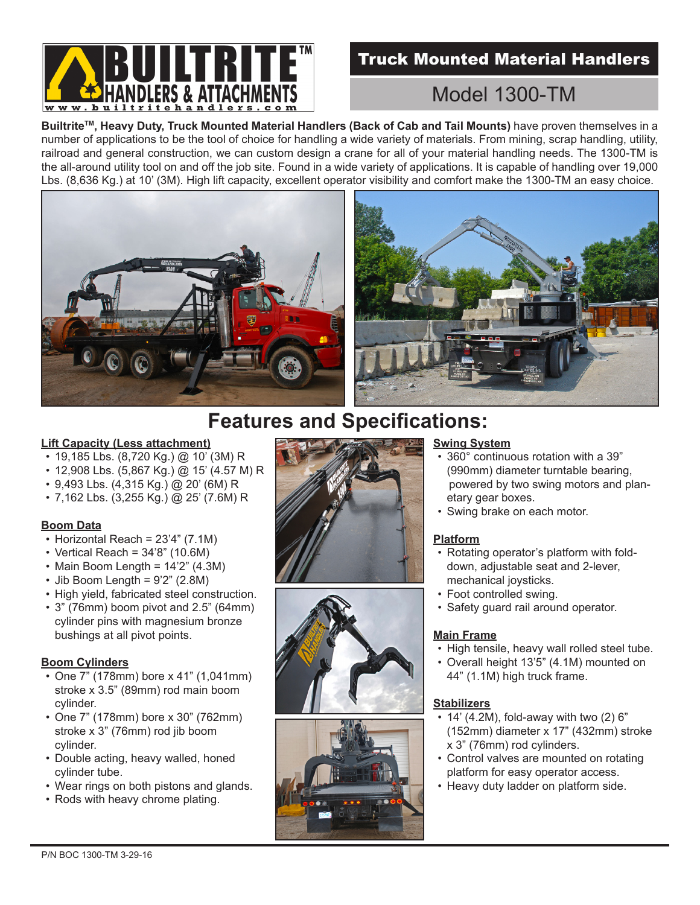# BUILTRITE™ HANDLERS & ATTACHMENTS

www.builtritehandlers.com

## Truck Mounted Material Handlers

## Model 1300-TM

**Builtrite[TM], Heavy Duty, Truck Mounted Material Handlers (Back of Cab and Tail Mounts)** have proven themselves in a number of applications to be the tool of choice for handling a wide variety of materials. From mining, scrap handling, utility, railroad and general construction, we can custom design a crane for all of your material handling needs. The 1300-TM is the all-around utility tool on and off the job site. Found in a wide variety of applications. It is capable of handling over 19,000 Lbs. (8,636 Kg.) at 10' (3M). High lift capacity, excellent operator visibility and comfort make the 1300-TM an easy choice.

# Features and Specifications:

**Lift Capacity (Less attachment)**

- 19,185 Lbs. (8,720 Kg.) @ 10' (3M) R
- 12,908 Lbs. (5,867 Kg.) @ 15' (4.57 M) R
- 9,493 Lbs. (4,315 Kg.) @ 20' (6M) R
- 7,162 Lbs. (3,255 Kg.) @ 25' (7.6M) R

**Boom Data**

- Horizontal Reach = 23'4" (7.1M)
- Vertical Reach = 34'8" (10.6M)
- Main Boom Length = 14'2" (4.3M)
- Jib Boom Length = 9'2" (2.8M)
- High yield, fabricated steel construction.
- 3" (76mm) boom pivot and 2.5" (64mm) cylinder pins with magnesium bronze bushings at all pivot points.

**Boom Cylinders**

- One 7" (178mm) bore x 41" (1,041mm) stroke x 3.5" (89mm) rod main boom cylinder.
- One 7" (178mm) bore x 30" (762mm) stroke x 3" (76mm) rod jib boom cylinder.
- Double acting, heavy walled, honed cylinder tube.
- Wear rings on both pistons and glands.
- Rods with heavy chrome plating.

**Swing System**

- 360° continuous rotation with a 39" (990mm) diameter turntable bearing, powered by two swing motors and planetary gear boxes.
- Swing brake on each motor.

**Platform**

- Rotating operator's platform with fold-down, adjustable seat and 2-lever, mechanical joysticks.
- Foot controlled swing.
- Safety guard rail around operator.

**Main Frame**

- High tensile, heavy wall rolled steel tube.
- Overall height 13'5" (4.1M) mounted on 44" (1.1M) high truck frame.

**Stabilizers**

- 14' (4.2M), fold-away with two (2) 6" (152mm) diameter x 17" (432mm) stroke x 3" (76mm) rod cylinders.
- Control valves are mounted on rotating platform for easy operator access.
- Heavy duty ladder on platform side.

P/N BOC 1300-TM 3-29-16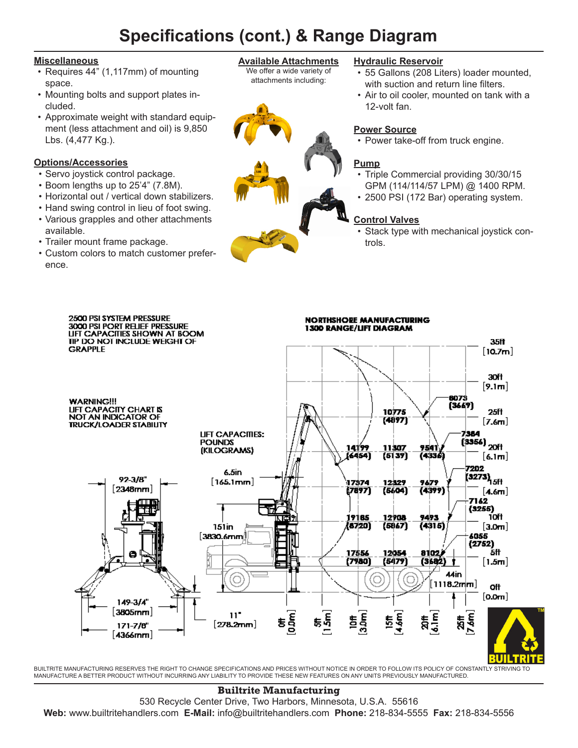# Specifications (cont.) & Range Diagram

## Miscellaneous

- Requires 44" (1,117mm) of mounting space.
- Mounting bolts and support plates included.
- Approximate weight with standard equipment (less attachment and oil) is 9,850 Lbs. (4,477 Kg.).

## Options/Accessories

- Servo joystick control package.
- Boom lengths up to 25'4" (7.8M).
- Horizontal out / vertical down stabilizers.
- Hand swing control in lieu of foot swing.
- Various grapples and other attachments available.
- Trailer mount frame package.
- Custom colors to match customer preference.

## Available Attachments

We offer a wide variety of attachments including:

## Hydraulic Reservoir

- 55 Gallons (208 Liters) loader mounted, with suction and return line filters.
- Air to oil cooler, mounted on tank with a 12-volt fan.

## Power Source

- Power take-off from truck engine.

## Pump

- Triple Commercial providing 30/30/15 GPM (114/114/57 LPM) @ 1400 RPM.
- 2500 PSI (172 Bar) operating system.

## Control Valves

- Stack type with mechanical joystick controls.

2500 PSI SYSTEM PRESSURE
3000 PSI PORT RELIEF PRESSURE
LIFT CAPACITIES SHOWN AT BOOM TIP DO NOT INCLUDE WEIGHT OF GRAPPLE

NORTHSHORE MANUFACTURING
1300 RANGE/LIFT DIAGRAM

WARNING!!!
LIFT CAPACITY CHART IS NOT AN INDICATOR OF TRUCK/LOADER STABILITY

LIFT CAPACITIES:
POUNDS
(KILOGRAMS)

8073 (3669)
10775 (4897)
14199 (6454)
11307 (5139)
9541 (4336)
7384 (3356)
7202 (3273)
17374 (7897)
12327 (5604)
9679 (4399)
7162 (3255)
19185 (8720)
12908 (5867)
9493 (4315)
6055 (2752)
17556 (7980)
12054 (5479)
8102 (3682)

92-3/8" [2348mm]
6.5in [165.1mm]
151in [3830.6mm]
44in [1118.2mm]
149-3/4" [3805mm]
171-7/8" [4366mm]
11" [278.2mm]

35ft [10.7m]
30ft [9.1m]
25ft [7.6m]
20ft [6.1m]
15ft [4.6m]
10ft [3.0m]
5ft [1.5m]
0ft [0.0m]

0ft [0.0m]
5ft [1.5m]
10ft [3.0m]
15ft [4.6m]
20ft [6.1m]
25ft [7.6m]

BUILTRITE

BUILTRITE MANUFACTURING RESERVES THE RIGHT TO CHANGE SPECIFICATIONS AND PRICES WITHOUT NOTICE IN ORDER TO FOLLOW ITS POLICY OF CONSTANTLY STRIVING TO MANUFACTURE A BETTER PRODUCT WITHOUT INCURRING ANY LIABILITY TO PROVIDE THESE NEW FEATURES ON ANY UNITS PREVIOUSLY MANUFACTURED.

**Builtrite Manufacturing**
530 Recycle Center Drive, Two Harbors, Minnesota, U.S.A. 55616
**Web:** www.builtritehandlers.com **E-Mail:** info@builtritehandlers.com **Phone:** 218-834-5555 **Fax:** 218-834-5556